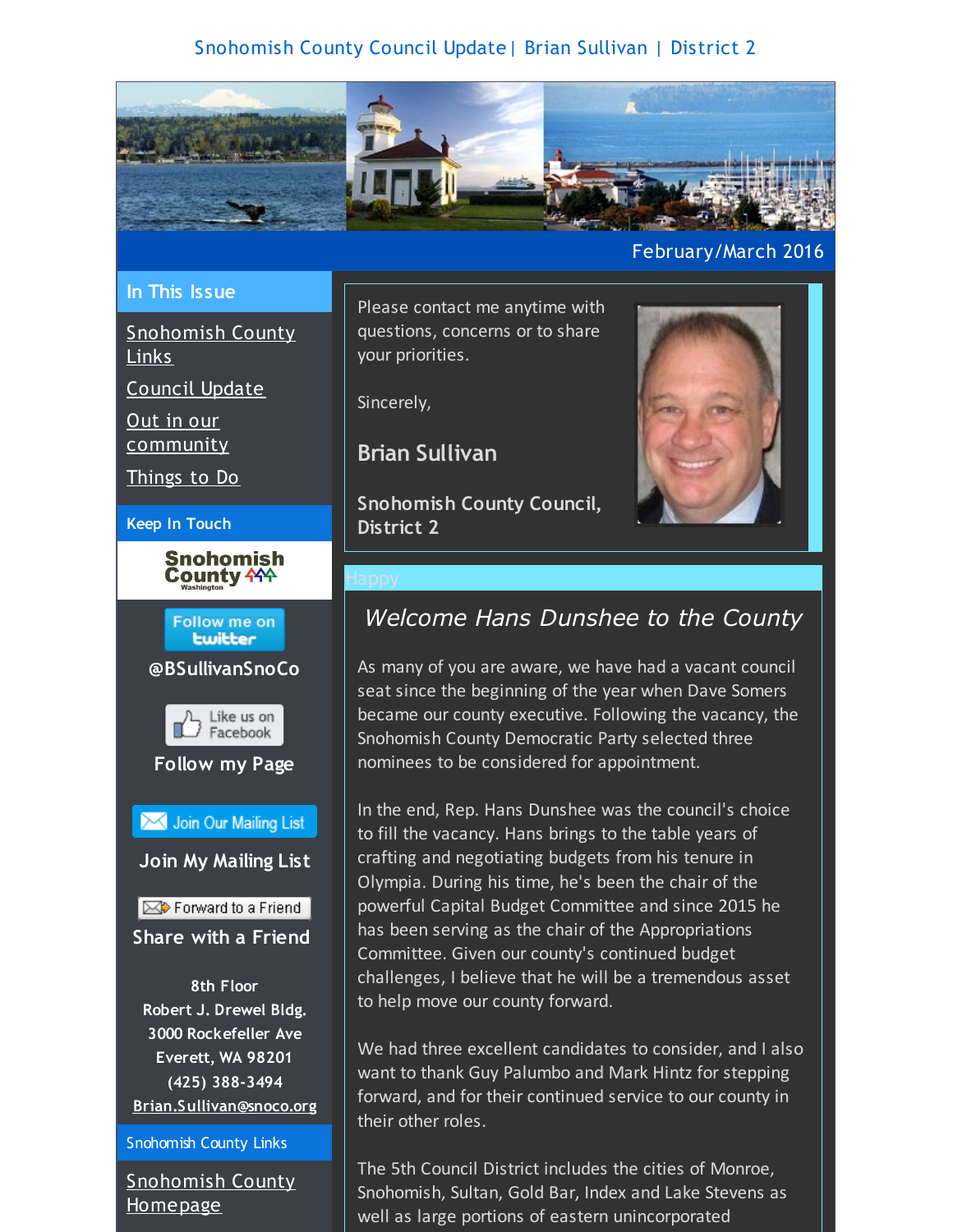Snohomish County Council Update | Brian Sullivan | District 2

February/March 2016

## In This Issue

Snohomish County Links

Council Update

Out in our community

Things to Do

### Keep In Touch

Follow me on twitter

**@BSullivanSnoCo**

Like us on Facebook

**Follow my Page**

Join Our Mailing List

**Join My Mailing List**

Forward to a Friend

**Share with a Friend**

**8th Floor**
**Robert J. Drewel Bldg.**
**3000 Rockefeller Ave**
**Everett, WA 98201**
**(425) 388-3494**
**Brian.Sullivan@snoco.org**

### Snohomish County Links

Snohomish County Homepage

Please contact me anytime with questions, concerns or to share your priorities.

Sincerely,

**Brian Sullivan**

**Snohomish County Council, District 2**

Happy

## *Welcome Hans Dunshee to the County*

As many of you are aware, we have had a vacant council seat since the beginning of the year when Dave Somers became our county executive. Following the vacancy, the Snohomish County Democratic Party selected three nominees to be considered for appointment.

In the end, Rep. Hans Dunshee was the council's choice to fill the vacancy. Hans brings to the table years of crafting and negotiating budgets from his tenure in Olympia. During his time, he's been the chair of the powerful Capital Budget Committee and since 2015 he has been serving as the chair of the Appropriations Committee. Given our county's continued budget challenges, I believe that he will be a tremendous asset to help move our county forward.

We had three excellent candidates to consider, and I also want to thank Guy Palumbo and Mark Hintz for stepping forward, and for their continued service to our county in their other roles.

The 5th Council District includes the cities of Monroe, Snohomish, Sultan, Gold Bar, Index and Lake Stevens as well as large portions of eastern unincorporated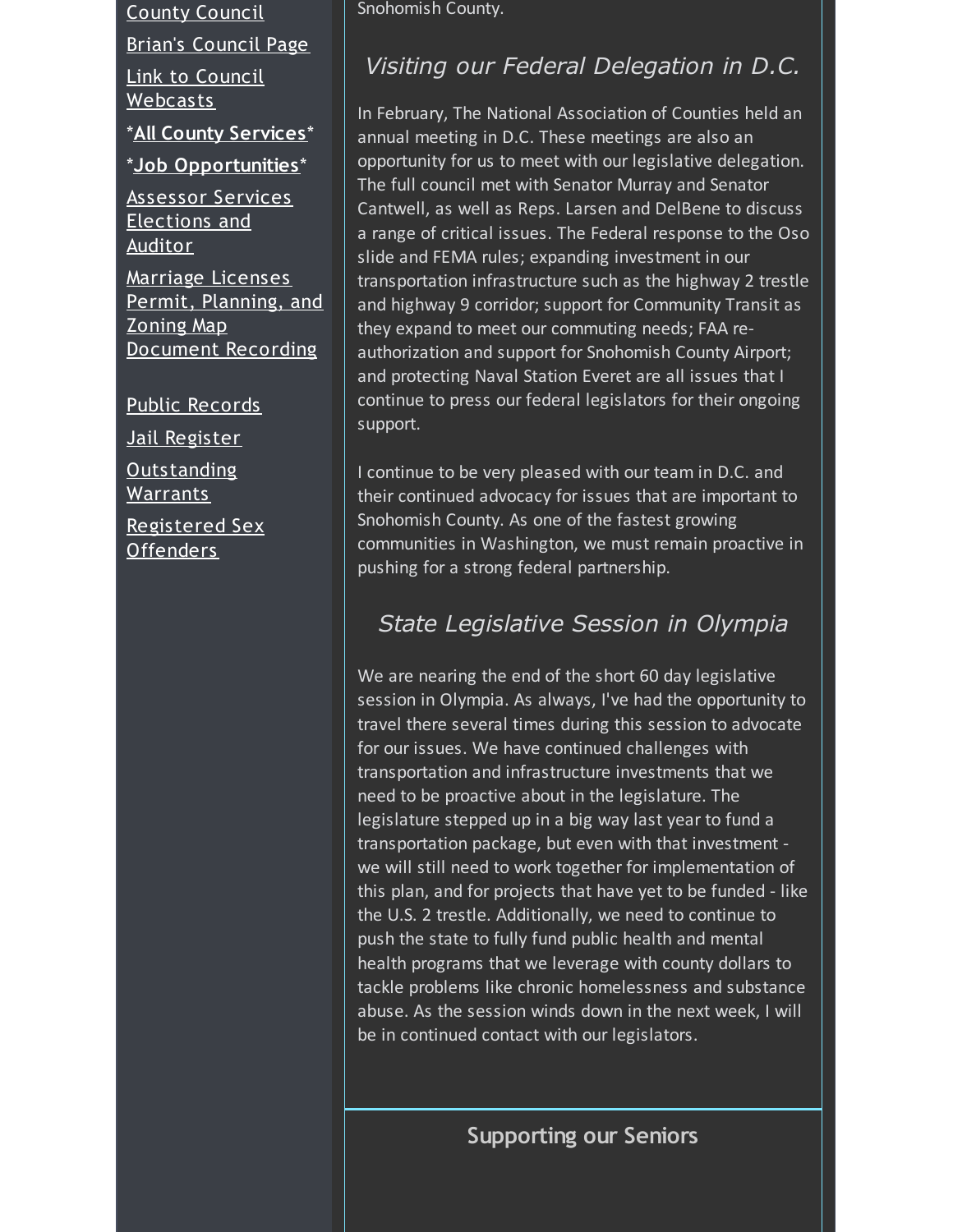County Council

Brian's Council Page

Link to Council Webcasts

**\*All County Services\***

**\*Job Opportunities\***

Assessor Services
Elections and Auditor

Marriage Licenses
Permit, Planning, and Zoning Map
Document Recording

Public Records

Jail Register

Outstanding Warrants

Registered Sex Offenders

Snohomish County.

## *Visiting our Federal Delegation in D.C.*

In February, The National Association of Counties held an annual meeting in D.C. These meetings are also an opportunity for us to meet with our legislative delegation. The full council met with Senator Murray and Senator Cantwell, as well as Reps. Larsen and DelBene to discuss a range of critical issues. The Federal response to the Oso slide and FEMA rules; expanding investment in our transportation infrastructure such as the highway 2 trestle and highway 9 corridor; support for Community Transit as they expand to meet our commuting needs; FAA re-authorization and support for Snohomish County Airport; and protecting Naval Station Everet are all issues that I continue to press our federal legislators for their ongoing support.

I continue to be very pleased with our team in D.C. and their continued advocacy for issues that are important to Snohomish County. As one of the fastest growing communities in Washington, we must remain proactive in pushing for a strong federal partnership.

## *State Legislative Session in Olympia*

We are nearing the end of the short 60 day legislative session in Olympia. As always, I've had the opportunity to travel there several times during this session to advocate for our issues. We have continued challenges with transportation and infrastructure investments that we need to be proactive about in the legislature. The legislature stepped up in a big way last year to fund a transportation package, but even with that investment - we will still need to work together for implementation of this plan, and for projects that have yet to be funded - like the U.S. 2 trestle. Additionally, we need to continue to push the state to fully fund public health and mental health programs that we leverage with county dollars to tackle problems like chronic homelessness and substance abuse. As the session winds down in the next week, I will be in continued contact with our legislators.

## Supporting our Seniors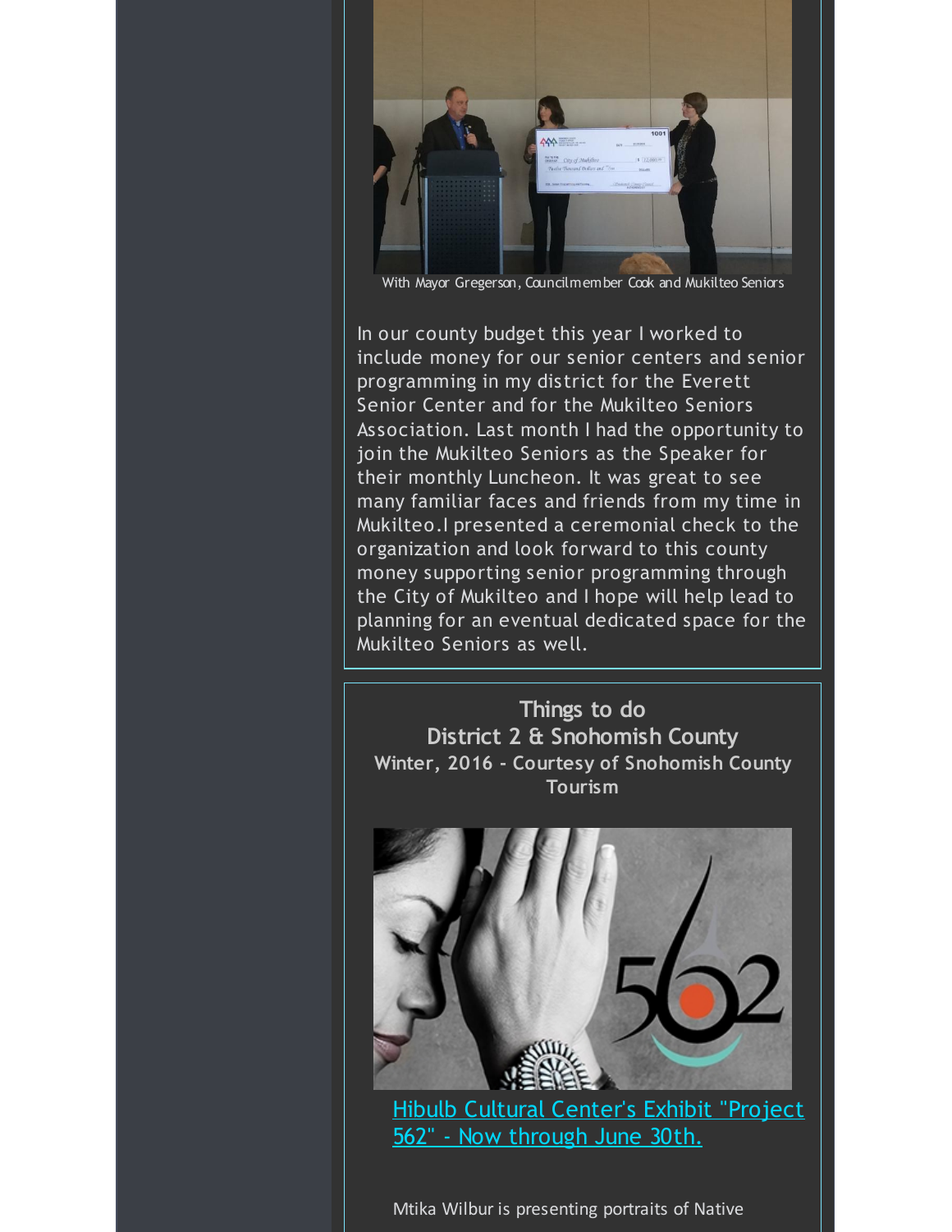With Mayor Gregerson, Councilmember Cook and Mukilteo Seniors

In our county budget this year I worked to include money for our senior centers and senior programming in my district for the Everett Senior Center and for the Mukilteo Seniors Association. Last month I had the opportunity to join the Mukilteo Seniors as the Speaker for their monthly Luncheon. It was great to see many familiar faces and friends from my time in Mukilteo.I presented a ceremonial check to the organization and look forward to this county money supporting senior programming through the City of Mukilteo and I hope will help lead to planning for an eventual dedicated space for the Mukilteo Seniors as well.

## Things to do
## District 2 & Snohomish County
### Winter, 2016 - Courtesy of Snohomish County Tourism

[Hibulb Cultural Center's Exhibit "Project 562" - Now through June 30th.]

Mtika Wilbur is presenting portraits of Native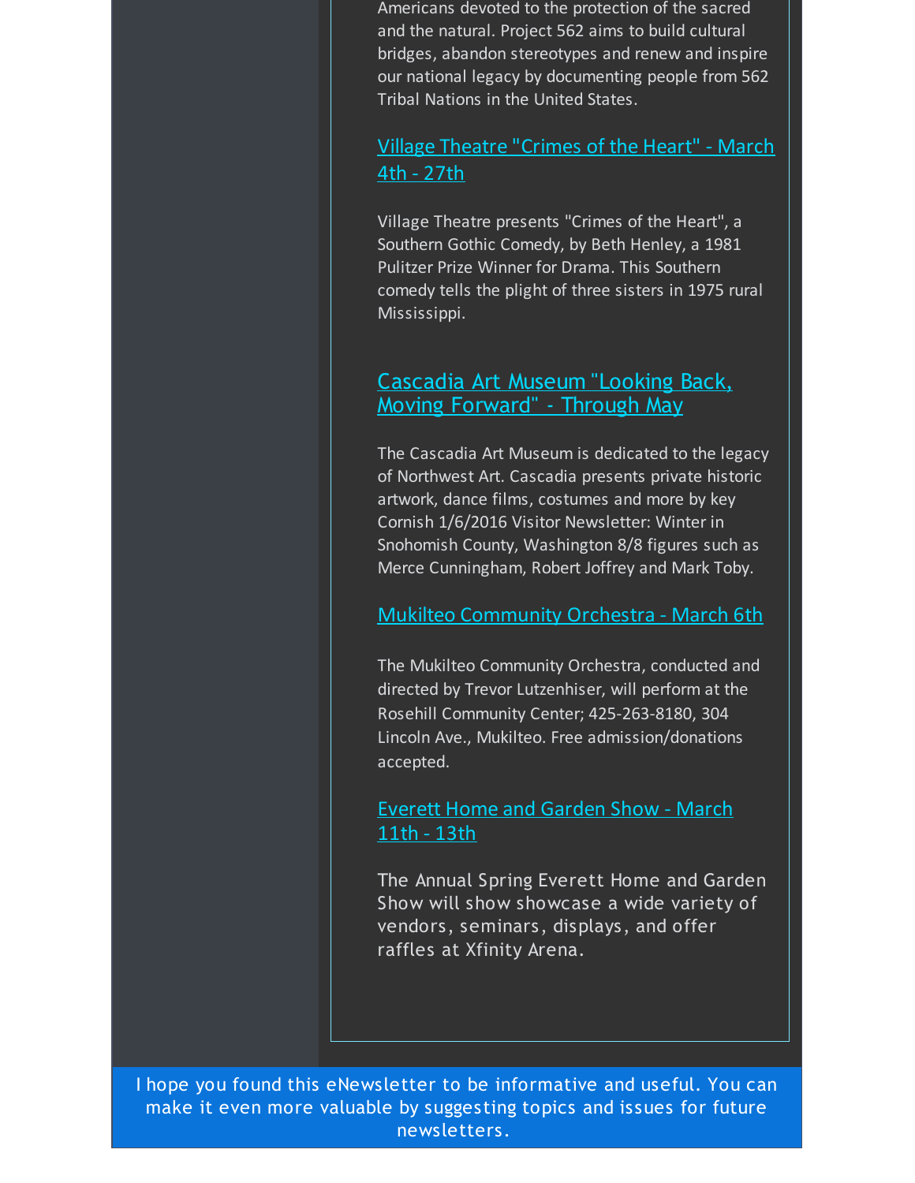Americans devoted to the protection of the sacred and the natural. Project 562 aims to build cultural bridges, abandon stereotypes and renew and inspire our national legacy by documenting people from 562 Tribal Nations in the United States.

### Village Theatre "Crimes of the Heart" - March 4th - 27th

Village Theatre presents "Crimes of the Heart", a Southern Gothic Comedy, by Beth Henley, a 1981 Pulitzer Prize Winner for Drama. This Southern comedy tells the plight of three sisters in 1975 rural Mississippi.

### Cascadia Art Museum "Looking Back, Moving Forward" - Through May

The Cascadia Art Museum is dedicated to the legacy of Northwest Art. Cascadia presents private historic artwork, dance films, costumes and more by key Cornish 1/6/2016 Visitor Newsletter: Winter in Snohomish County, Washington 8/8 figures such as Merce Cunningham, Robert Joffrey and Mark Toby.

### Mukilteo Community Orchestra - March 6th

The Mukilteo Community Orchestra, conducted and directed by Trevor Lutzenhiser, will perform at the Rosehill Community Center; 425-263-8180, 304 Lincoln Ave., Mukilteo. Free admission/donations accepted.

### Everett Home and Garden Show - March 11th - 13th

The Annual Spring Everett Home and Garden Show will show showcase a wide variety of vendors, seminars, displays, and offer raffles at Xfinity Arena.

I hope you found this eNewsletter to be informative and useful. You can make it even more valuable by suggesting topics and issues for future newsletters.